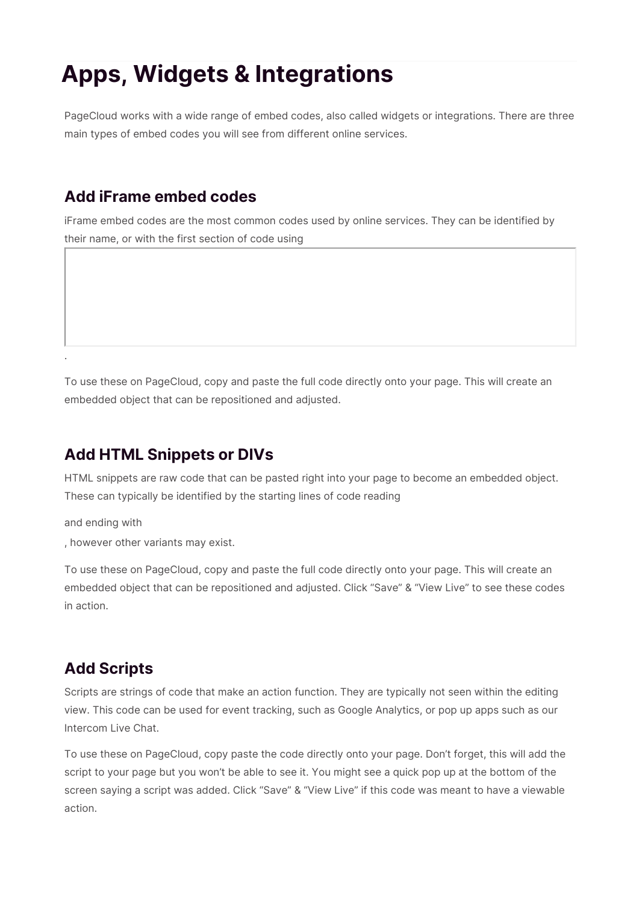# Apps, Widgets & Integrations

PageCloud works with a wide range of embed codes, also called widgets or integrations. There are three main types of embed codes you will see from different online services.

## Add iFrame embed codes

iFrame embed codes are the most common codes used by online services. They can be identified by their name, or with the first section of code using

.

To use these on PageCloud, copy and paste the full code directly onto your page. This will create an embedded object that can be repositioned and adjusted.

## Add HTML Snippets or DIVs

HTML snippets are raw code that can be pasted right into your page to become an embedded object. These can typically be identified by the starting lines of code reading

and ending with

, however other variants may exist.

To use these on PageCloud, copy and paste the full code directly onto your page. This will create an embedded object that can be repositioned and adjusted. Click "Save" & "View Live" to see these codes in action.

## Add Scripts

Scripts are strings of code that make an action function. They are typically not seen within the editing view. This code can be used for event tracking, such as Google Analytics, or pop up apps such as our Intercom Live Chat.

To use these on PageCloud, copy paste the code directly onto your page. Don't forget, this will add the script to your page but you won't be able to see it. You might see a quick pop up at the bottom of the screen saying a script was added. Click "Save" & "View Live" if this code was meant to have a viewable action.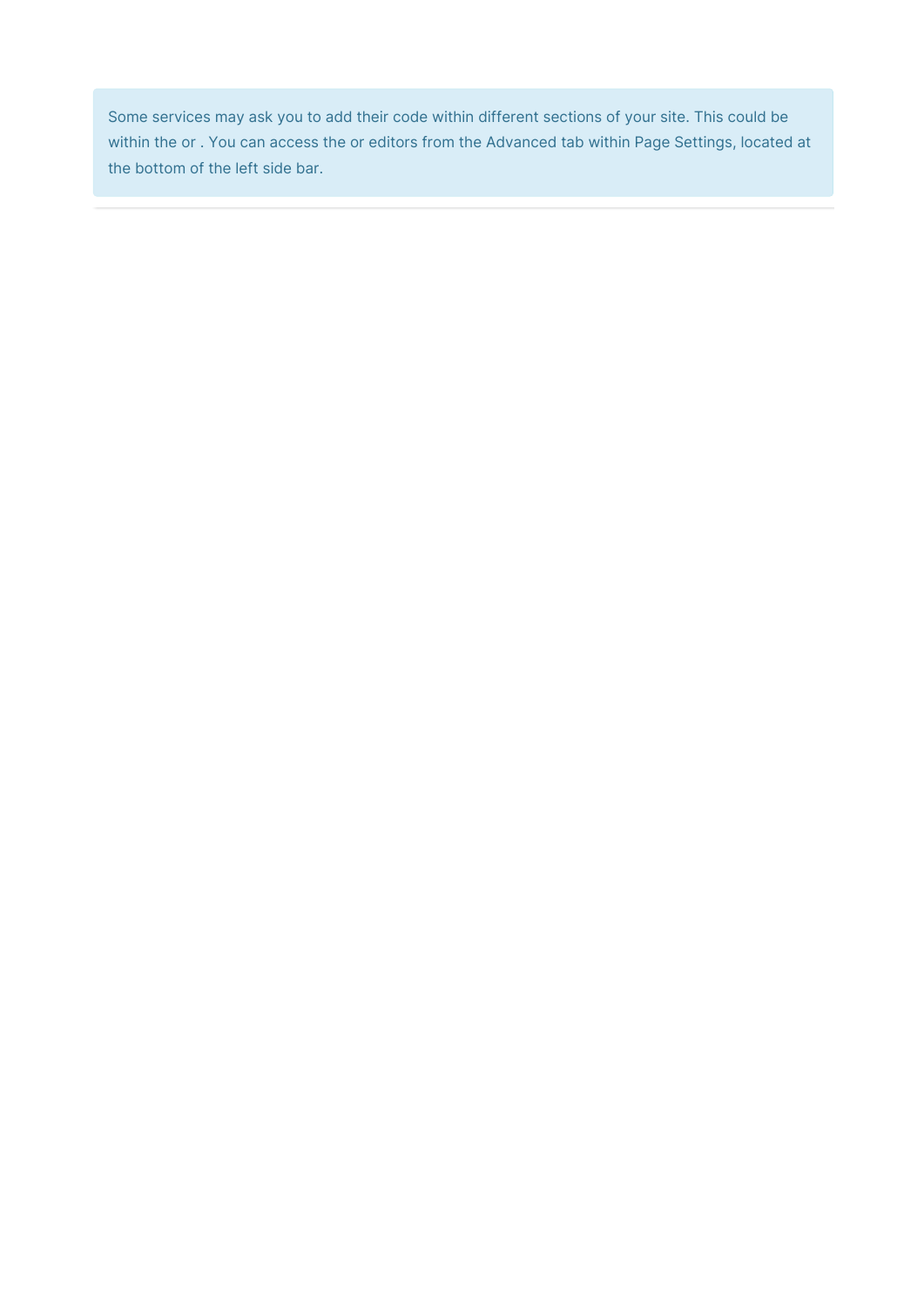Some services may ask you to add their code within different sections of your site. This could be within the or . You can access the or editors from the Advanced tab within Page Settings, located at the bottom of the left side bar.

---